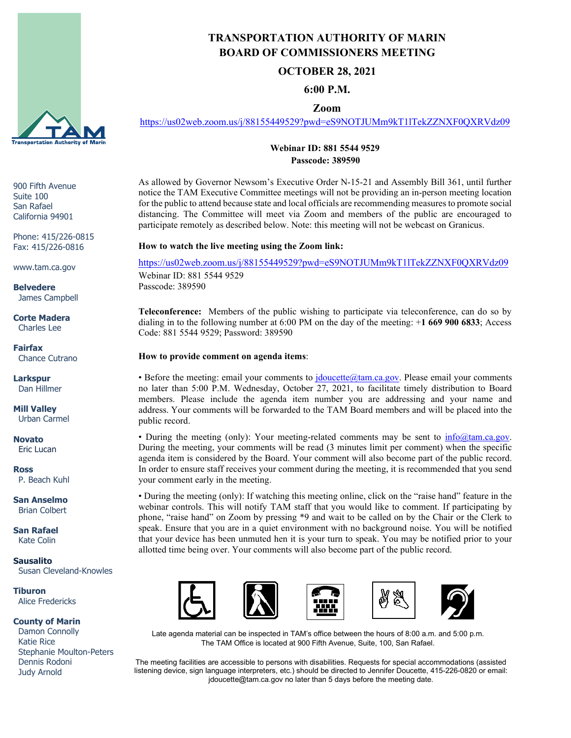# TRANSPORTATION AUTHORITY OF MARIN
# BOARD OF COMMISSIONERS MEETING

## OCTOBER 28, 2021

## 6:00 P.M.

## Zoom

https://us02web.zoom.us/j/88155449529?pwd=eS9NOTJUMm9kT1lTekZZNXF0QXRVdz09

**Webinar ID: 881 5544 9529**
**Passcode: 389590**

900 Fifth Avenue
Suite 100
San Rafael
California 94901

Phone: 415/226-0815
Fax: 415/226-0816

www.tam.ca.gov

**Belvedere**
James Campbell

**Corte Madera**
Charles Lee

**Fairfax**
Chance Cutrano

**Larkspur**
Dan Hillmer

**Mill Valley**
Urban Carmel

**Novato**
Eric Lucan

**Ross**
P. Beach Kuhl

**San Anselmo**
Brian Colbert

**San Rafael**
Kate Colin

**Sausalito**
Susan Cleveland-Knowles

**Tiburon**
Alice Fredericks

**County of Marin**
Damon Connolly
Katie Rice
Stephanie Moulton-Peters
Dennis Rodoni
Judy Arnold

As allowed by Governor Newsom's Executive Order N-15-21 and Assembly Bill 361, until further notice the TAM Executive Committee meetings will not be providing an in-person meeting location for the public to attend because state and local officials are recommending measures to promote social distancing. The Committee will meet via Zoom and members of the public are encouraged to participate remotely as described below. Note: this meeting will not be webcast on Granicus.

**How to watch the live meeting using the Zoom link:**

https://us02web.zoom.us/j/88155449529?pwd=eS9NOTJUMm9kT1lTekZZNXF0QXRVdz09
Webinar ID: 881 5544 9529
Passcode: 389590

**Teleconference:** Members of the public wishing to participate via teleconference, can do so by dialing in to the following number at 6:00 PM on the day of the meeting: +**1 669 900 6833**; Access Code: 881 5544 9529; Password: 389590

**How to provide comment on agenda items**:

• Before the meeting: email your comments to jdoucette@tam.ca.gov. Please email your comments no later than 5:00 P.M. Wednesday, October 27, 2021, to facilitate timely distribution to Board members. Please include the agenda item number you are addressing and your name and address. Your comments will be forwarded to the TAM Board members and will be placed into the public record.

• During the meeting (only): Your meeting-related comments may be sent to info@tam.ca.gov. During the meeting, your comments will be read (3 minutes limit per comment) when the specific agenda item is considered by the Board. Your comment will also become part of the public record. In order to ensure staff receives your comment during the meeting, it is recommended that you send your comment early in the meeting.

• During the meeting (only): If watching this meeting online, click on the "raise hand" feature in the webinar controls. This will notify TAM staff that you would like to comment. If participating by phone, "raise hand" on Zoom by pressing *9 and wait to be called on by the Chair or the Clerk to speak. Ensure that you are in a quiet environment with no background noise. You will be notified that your device has been unmuted hen it is your turn to speak. You may be notified prior to your allotted time being over. Your comments will also become part of the public record.

Late agenda material can be inspected in TAM's office between the hours of 8:00 a.m. and 5:00 p.m.
The TAM Office is located at 900 Fifth Avenue, Suite, 100, San Rafael.

The meeting facilities are accessible to persons with disabilities. Requests for special accommodations (assisted listening device, sign language interpreters, etc.) should be directed to Jennifer Doucette, 415-226-0820 or email: jdoucette@tam.ca.gov no later than 5 days before the meeting date.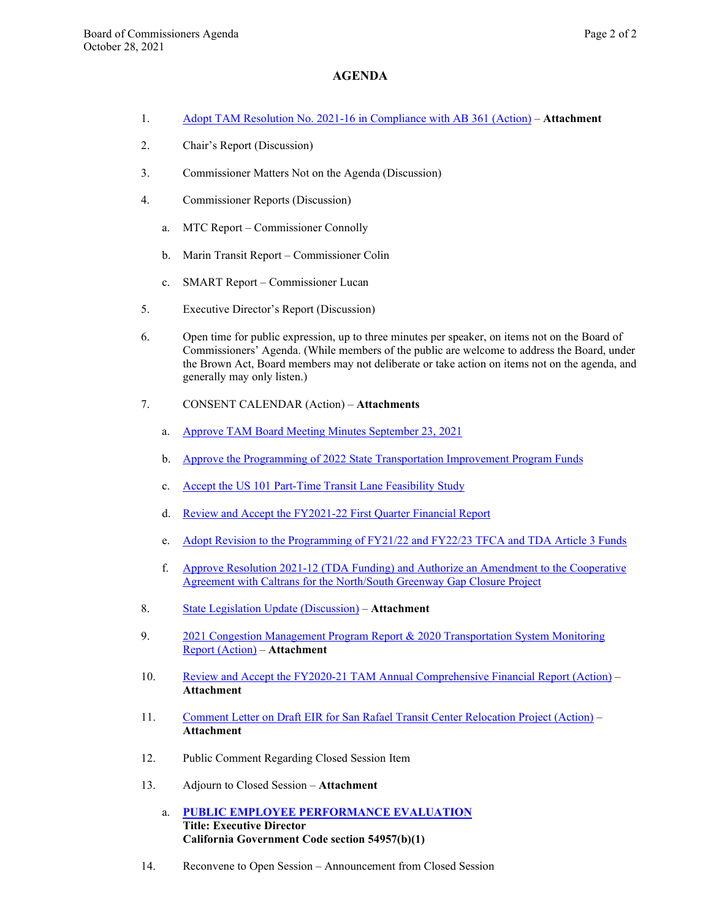# AGENDA

1. Adopt TAM Resolution No. 2021-16 in Compliance with AB 361 (Action) – **Attachment**

2. Chair's Report (Discussion)

3. Commissioner Matters Not on the Agenda (Discussion)

4. Commissioner Reports (Discussion)

   a. MTC Report – Commissioner Connolly

   b. Marin Transit Report – Commissioner Colin

   c. SMART Report – Commissioner Lucan

5. Executive Director's Report (Discussion)

6. Open time for public expression, up to three minutes per speaker, on items not on the Board of Commissioners' Agenda. (While members of the public are welcome to address the Board, under the Brown Act, Board members may not deliberate or take action on items not on the agenda, and generally may only listen.)

7. CONSENT CALENDAR (Action) – **Attachments**

   a. Approve TAM Board Meeting Minutes September 23, 2021

   b. Approve the Programming of 2022 State Transportation Improvement Program Funds

   c. Accept the US 101 Part-Time Transit Lane Feasibility Study

   d. Review and Accept the FY2021-22 First Quarter Financial Report

   e. Adopt Revision to the Programming of FY21/22 and FY22/23 TFCA and TDA Article 3 Funds

   f. Approve Resolution 2021-12 (TDA Funding) and Authorize an Amendment to the Cooperative Agreement with Caltrans for the North/South Greenway Gap Closure Project

8. State Legislation Update (Discussion) – **Attachment**

9. 2021 Congestion Management Program Report & 2020 Transportation System Monitoring Report (Action) – **Attachment**

10. Review and Accept the FY2020-21 TAM Annual Comprehensive Financial Report (Action) – **Attachment**

11. Comment Letter on Draft EIR for San Rafael Transit Center Relocation Project (Action) – **Attachment**

12. Public Comment Regarding Closed Session Item

13. Adjourn to Closed Session – **Attachment**

    a. **PUBLIC EMPLOYEE PERFORMANCE EVALUATION**
    **Title: Executive Director**
    **California Government Code section 54957(b)(1)**

14. Reconvene to Open Session – Announcement from Closed Session